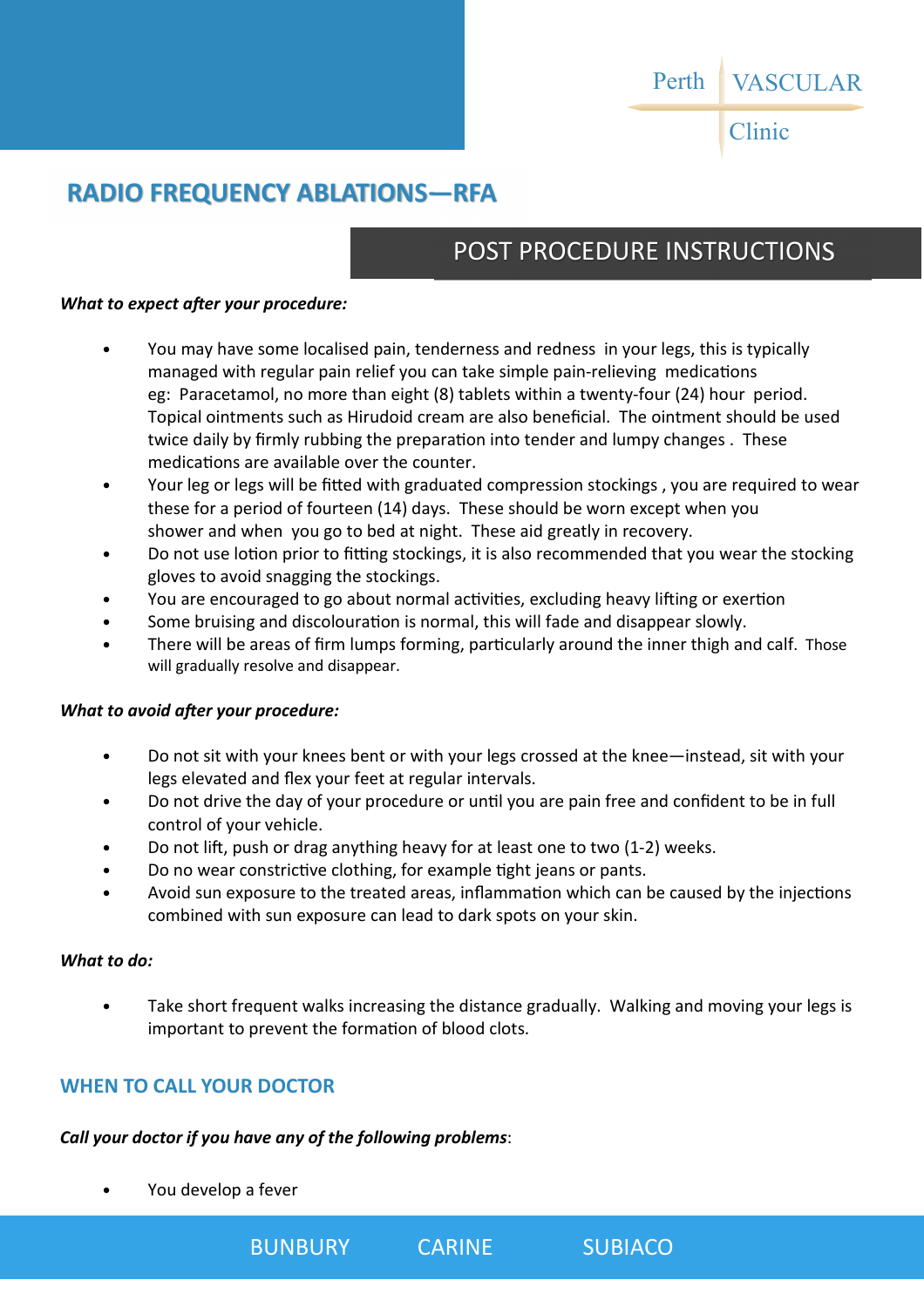Perth VASCULAR Clinic

# RADIO FREQUENCY ABLATIONS—RFA

## POST PROCEDURE INSTRUCTIONS

***What to expect after your procedure:***

- You may have some localised pain, tenderness and redness in your legs, this is typically managed with regular pain relief you can take simple pain-relieving medications eg: Paracetamol, no more than eight (8) tablets within a twenty-four (24) hour period. Topical ointments such as Hirudoid cream are also beneficial. The ointment should be used twice daily by firmly rubbing the preparation into tender and lumpy changes . These medications are available over the counter.
- Your leg or legs will be fitted with graduated compression stockings , you are required to wear these for a period of fourteen (14) days. These should be worn except when you shower and when you go to bed at night. These aid greatly in recovery.
- Do not use lotion prior to fitting stockings, it is also recommended that you wear the stocking gloves to avoid snagging the stockings.
- You are encouraged to go about normal activities, excluding heavy lifting or exertion
- Some bruising and discolouration is normal, this will fade and disappear slowly.
- There will be areas of firm lumps forming, particularly around the inner thigh and calf. Those will gradually resolve and disappear.

***What to avoid after your procedure:***

- Do not sit with your knees bent or with your legs crossed at the knee—instead, sit with your legs elevated and flex your feet at regular intervals.
- Do not drive the day of your procedure or until you are pain free and confident to be in full control of your vehicle.
- Do not lift, push or drag anything heavy for at least one to two (1-2) weeks.
- Do no wear constrictive clothing, for example tight jeans or pants.
- Avoid sun exposure to the treated areas, inflammation which can be caused by the injections combined with sun exposure can lead to dark spots on your skin.

***What to do:***

- Take short frequent walks increasing the distance gradually. Walking and moving your legs is important to prevent the formation of blood clots.

## WHEN TO CALL YOUR DOCTOR

***Call your doctor if you have any of the following problems***:

- You develop a fever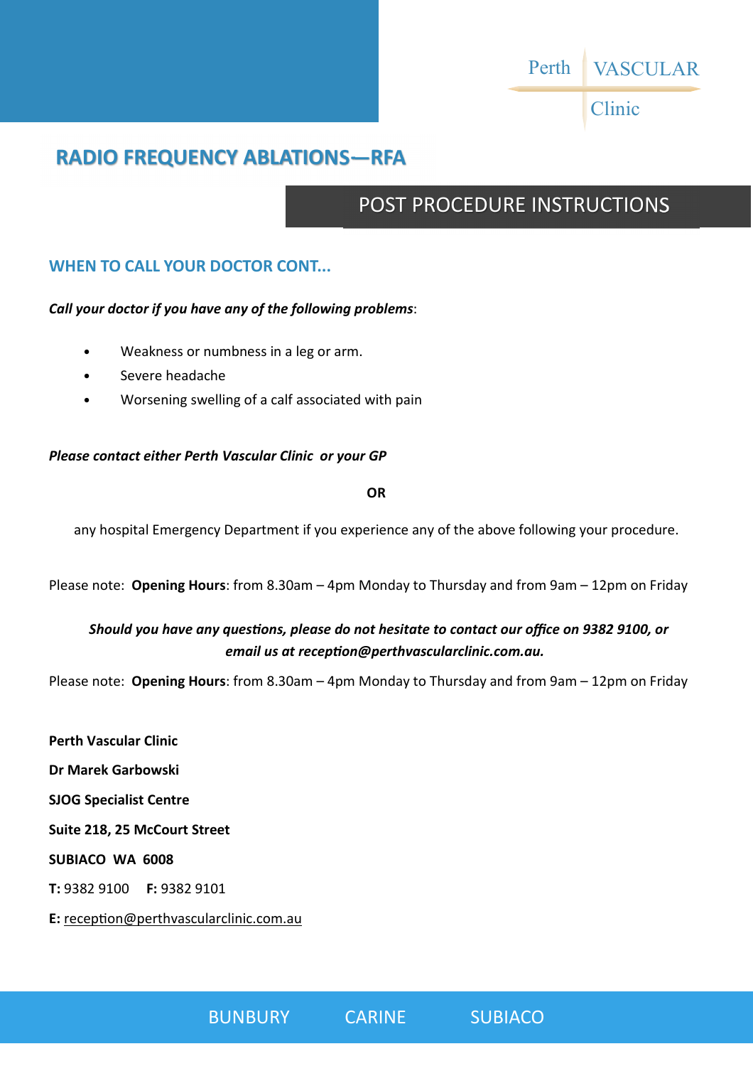Perth VASCULAR Clinic

# RADIO FREQUENCY ABLATIONS—RFA

## POST PROCEDURE INSTRUCTIONS

### WHEN TO CALL YOUR DOCTOR CONT...

***Call your doctor if you have any of the following problems***:

- Weakness or numbness in a leg or arm.
- Severe headache
- Worsening swelling of a calf associated with pain

***Please contact either Perth Vascular Clinic or your GP***

**OR**

any hospital Emergency Department if you experience any of the above following your procedure.

Please note: **Opening Hours**: from 8.30am – 4pm Monday to Thursday and from 9am – 12pm on Friday

***Should you have any questions, please do not hesitate to contact our office on 9382 9100, or email us at reception@perthvascularclinic.com.au.***

Please note: **Opening Hours**: from 8.30am – 4pm Monday to Thursday and from 9am – 12pm on Friday

**Perth Vascular Clinic**

**Dr Marek Garbowski**

**SJOG Specialist Centre**

**Suite 218, 25 McCourt Street**

**SUBIACO WA 6008**

**T:** 9382 9100 **F:** 9382 9101

**E:** reception@perthvascularclinic.com.au

BUNBURY CARINE SUBIACO